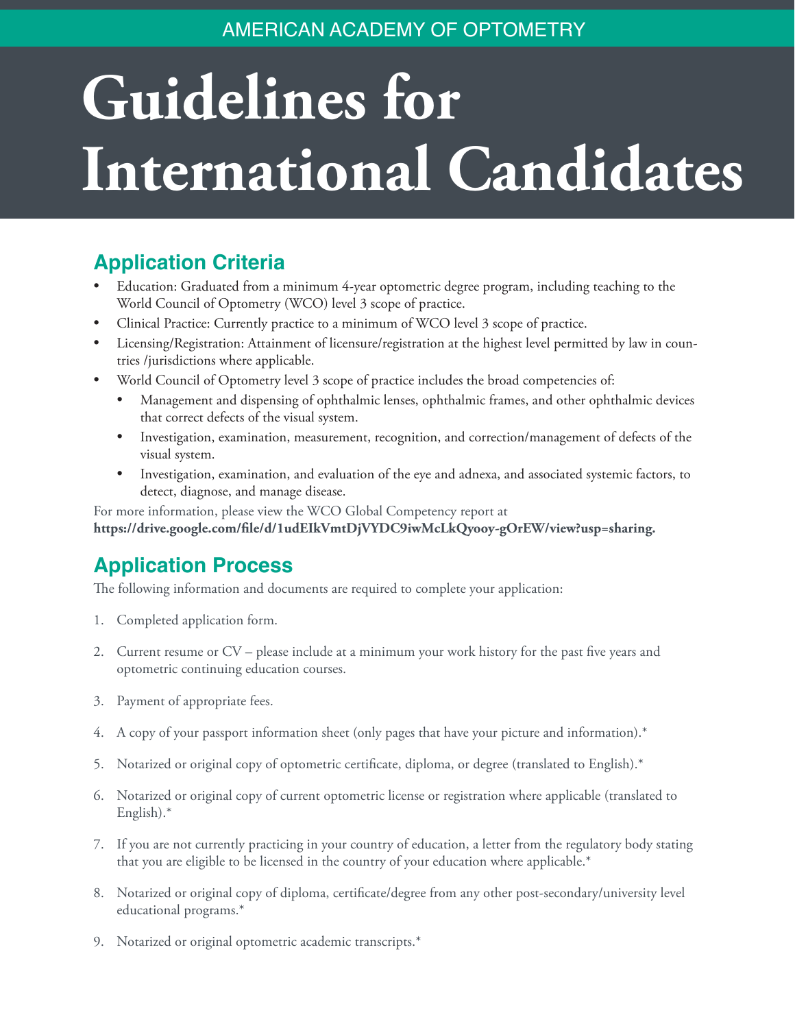AMERICAN ACADEMY OF OPTOMETRY

# Guidelines for International Candidates

## Application Criteria

- Education: Graduated from a minimum 4-year optometric degree program, including teaching to the World Council of Optometry (WCO) level 3 scope of practice.
- Clinical Practice: Currently practice to a minimum of WCO level 3 scope of practice.
- Licensing/Registration: Attainment of licensure/registration at the highest level permitted by law in countries /jurisdictions where applicable.
- World Council of Optometry level 3 scope of practice includes the broad competencies of:
  - Management and dispensing of ophthalmic lenses, ophthalmic frames, and other ophthalmic devices that correct defects of the visual system.
  - Investigation, examination, measurement, recognition, and correction/management of defects of the visual system.
  - Investigation, examination, and evaluation of the eye and adnexa, and associated systemic factors, to detect, diagnose, and manage disease.

For more information, please view the WCO Global Competency report at **https://drive.google.com/file/d/1udEIkVmtDjVYDC9iwMcLkQyooy-gOrEW/view?usp=sharing.**

## Application Process

The following information and documents are required to complete your application:

1. Completed application form.
2. Current resume or CV – please include at a minimum your work history for the past five years and optometric continuing education courses.
3. Payment of appropriate fees.
4. A copy of your passport information sheet (only pages that have your picture and information).*
5. Notarized or original copy of optometric certificate, diploma, or degree (translated to English).*
6. Notarized or original copy of current optometric license or registration where applicable (translated to English).*
7. If you are not currently practicing in your country of education, a letter from the regulatory body stating that you are eligible to be licensed in the country of your education where applicable.*
8. Notarized or original copy of diploma, certificate/degree from any other post-secondary/university level educational programs.*
9. Notarized or original optometric academic transcripts.*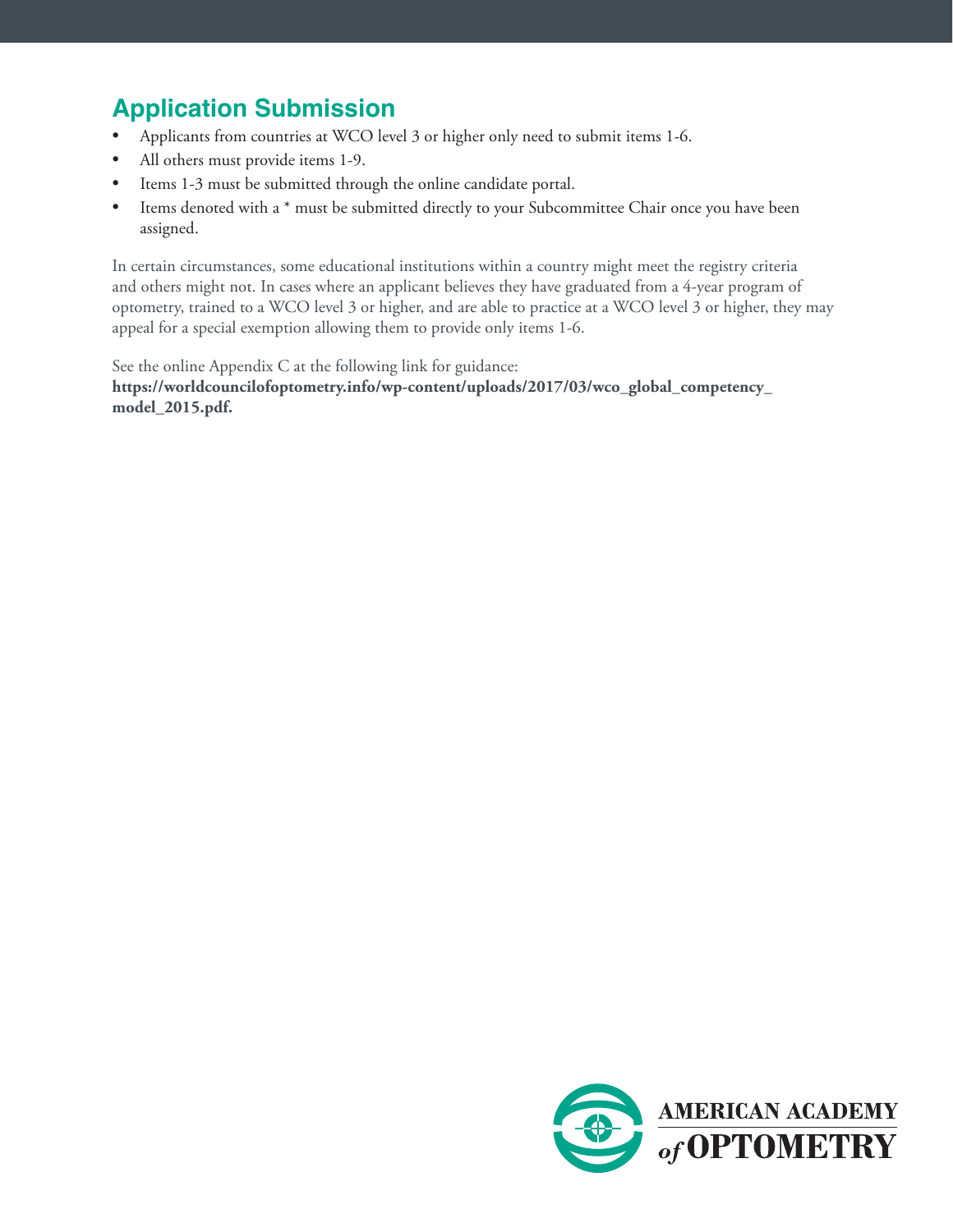## Application Submission

- Applicants from countries at WCO level 3 or higher only need to submit items 1-6.
- All others must provide items 1-9.
- Items 1-3 must be submitted through the online candidate portal.
- Items denoted with a * must be submitted directly to your Subcommittee Chair once you have been assigned.

In certain circumstances, some educational institutions within a country might meet the registry criteria and others might not. In cases where an applicant believes they have graduated from a 4-year program of optometry, trained to a WCO level 3 or higher, and are able to practice at a WCO level 3 or higher, they may appeal for a special exemption allowing them to provide only items 1-6.

See the online Appendix C at the following link for guidance:
**https://worldcouncilofoptometry.info/wp-content/uploads/2017/03/wco_global_competency_model_2015.pdf.**

AMERICAN ACADEMY *of* OPTOMETRY